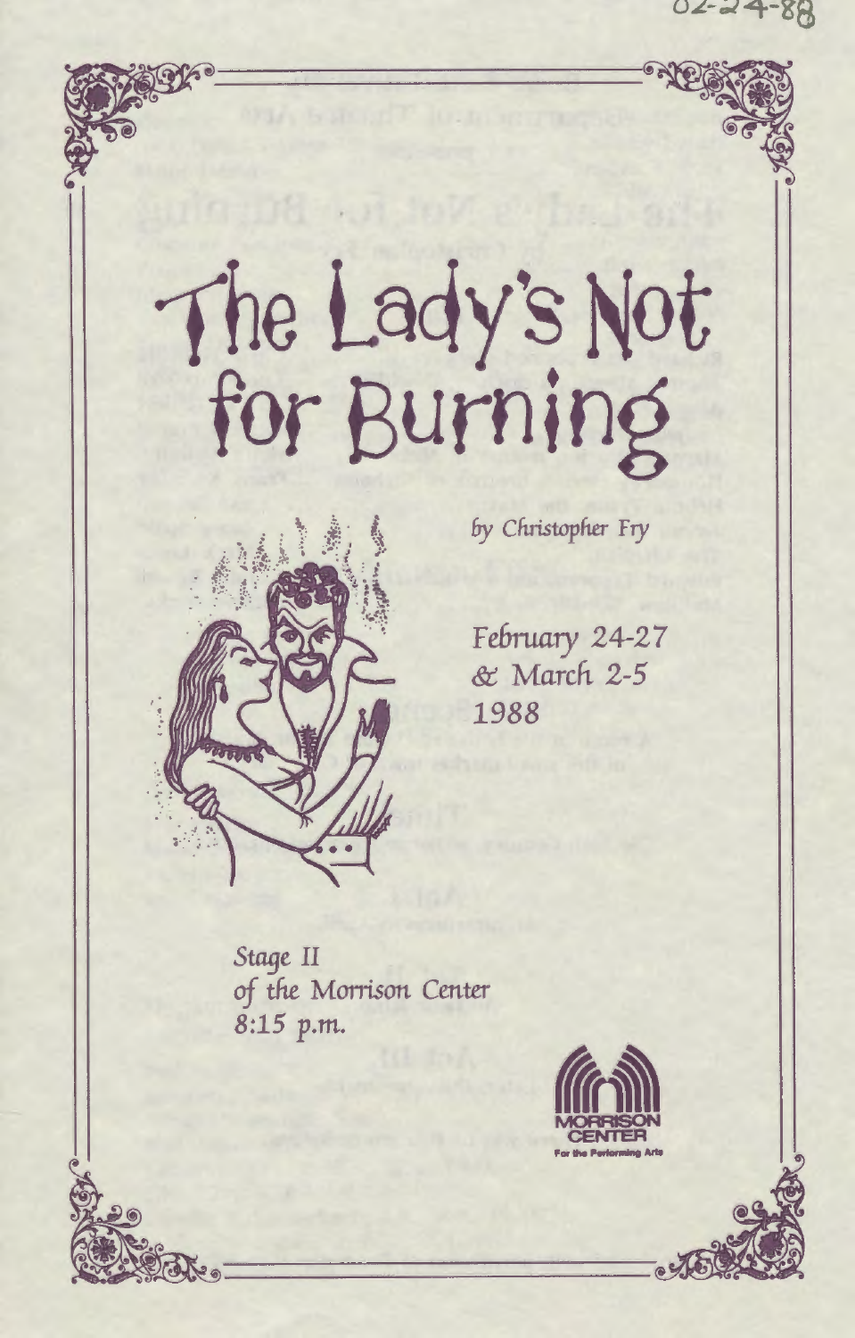02-24-88

# The Lady's Not for Burning

*by Christopher Fry*

*February 24-27*
*& March 2-5*
*1988*

*Stage II*
*of the Morrison Center*
*8:15 p.m.*

MORRISON CENTER
For the Performing Arts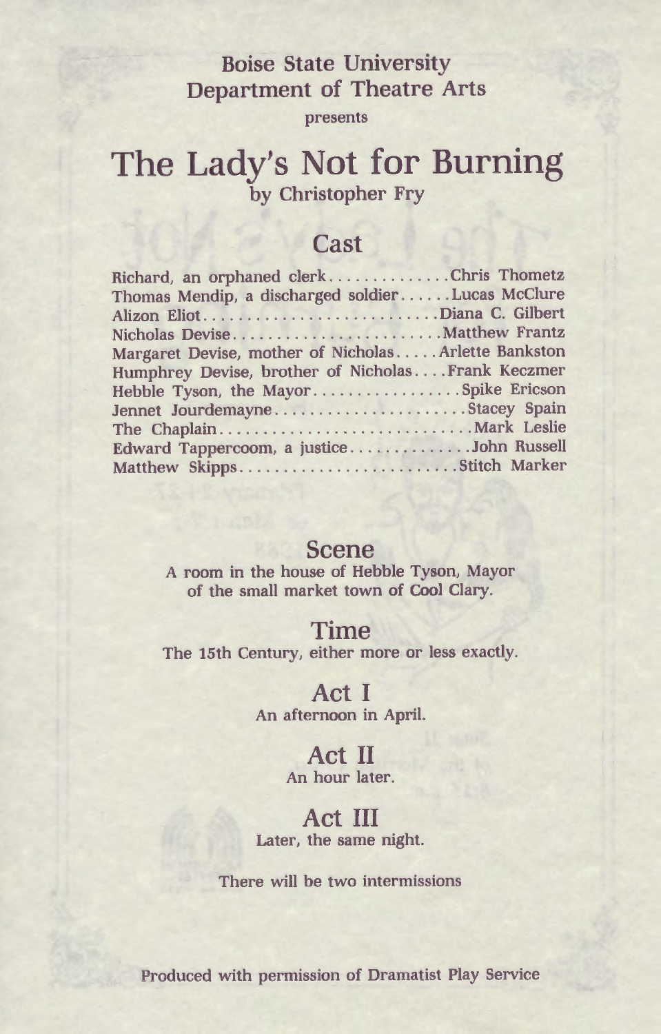Boise State University
Department of Theatre Arts
presents

# The Lady's Not for Burning

by Christopher Fry

## Cast

Richard, an orphaned clerk..............Chris Thometz
Thomas Mendip, a discharged soldier......Lucas McClure
Alizon Eliot..........................Diana C. Gilbert
Nicholas Devise.......................Matthew Frantz
Margaret Devise, mother of Nicholas.....Arlette Bankston
Humphrey Devise, brother of Nicholas....Frank Keczmer
Hebble Tyson, the Mayor.................Spike Ericson
Jennet Jourdemayne.....................Stacey Spain
The Chaplain...........................Mark Leslie
Edward Tappercoom, a justice.............John Russell
Matthew Skipps.........................Stitch Marker

## Scene

A room in the house of Hebble Tyson, Mayor of the small market town of Cool Clary.

## Time

The 15th Century, either more or less exactly.

## Act I

An afternoon in April.

## Act II

An hour later.

## Act III

Later, the same night.

There will be two intermissions

Produced with permission of Dramatist Play Service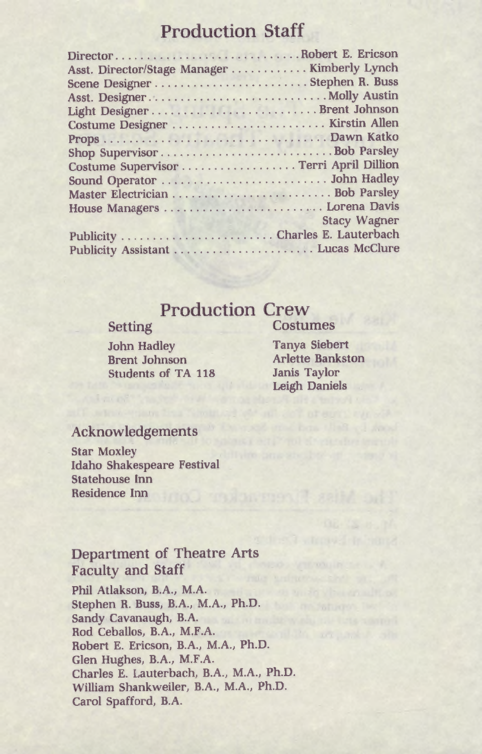## Production Staff

Director . . . . . . . . . . . . . . . . . . . . . . . . . . . . Robert E. Ericson
Asst. Director/Stage Manager . . . . . . . . . . . Kimberly Lynch
Scene Designer . . . . . . . . . . . . . . . . . . . . . . . Stephen R. Buss
Asst. Designer . . . . . . . . . . . . . . . . . . . . . . . . . . Molly Austin
Light Designer . . . . . . . . . . . . . . . . . . . . . . . . Brent Johnson
Costume Designer . . . . . . . . . . . . . . . . . . . . . . Kirstin Allen
Props . . . . . . . . . . . . . . . . . . . . . . . . . . . . . . . . Dawn Katko
Shop Supervisor . . . . . . . . . . . . . . . . . . . . . . . . . Bob Parsley
Costume Supervisor . . . . . . . . . . . . . . . . . Terri April Dillion
Sound Operator . . . . . . . . . . . . . . . . . . . . . . . . John Hadley
Master Electrician . . . . . . . . . . . . . . . . . . . . . . . Bob Parsley
House Managers . . . . . . . . . . . . . . . . . . . . . . . . . Lorena Davis
Stacy Wagner
Publicity . . . . . . . . . . . . . . . . . . . . . . . Charles E. Lauterbach
Publicity Assistant . . . . . . . . . . . . . . . . . . . . . Lucas McClure

## Production Crew

### Setting

John Hadley
Brent Johnson
Students of TA 118

### Costumes

Tanya Siebert
Arlette Bankston
Janis Taylor
Leigh Daniels

### Acknowledgements

Star Moxley
Idaho Shakespeare Festival
Statehouse Inn
Residence Inn

### Department of Theatre Arts Faculty and Staff

Phil Atlakson, B.A., M.A.
Stephen R. Buss, B.A., M.A., Ph.D.
Sandy Cavanaugh, B.A.
Rod Ceballos, B.A., M.F.A.
Robert E. Ericson, B.A., M.A., Ph.D.
Glen Hughes, B.A., M.F.A.
Charles E. Lauterbach, B.A., M.A., Ph.D.
William Shankweiler, B.A., M.A., Ph.D.
Carol Spafford, B.A.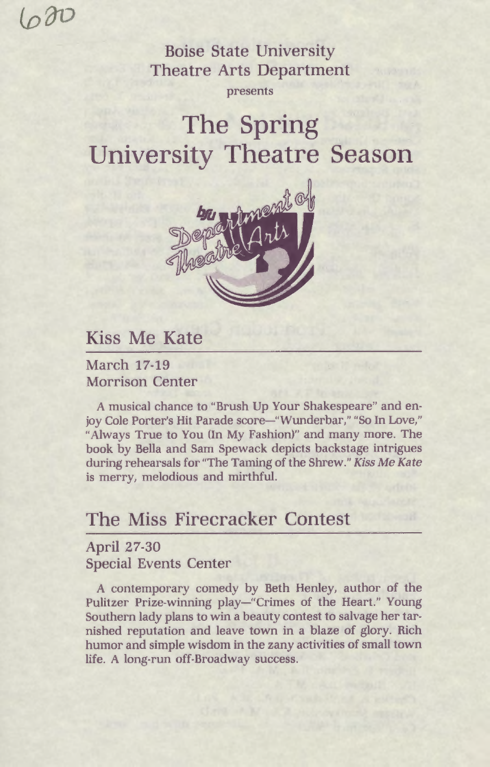620

Boise State University
Theatre Arts Department
presents

# The Spring University Theatre Season

## Kiss Me Kate

March 17-19
Morrison Center

A musical chance to "Brush Up Your Shakespeare" and enjoy Cole Porter's Hit Parade score—"Wunderbar," "So In Love," "Always True to You (In My Fashion)" and many more. The book by Bella and Sam Spewack depicts backstage intrigues during rehearsals for "The Taming of the Shrew." *Kiss Me Kate* is merry, melodious and mirthful.

## The Miss Firecracker Contest

April 27-30
Special Events Center

A contemporary comedy by Beth Henley, author of the Pulitzer Prize-winning play—"Crimes of the Heart." Young Southern lady plans to win a beauty contest to salvage her tarnished reputation and leave town in a blaze of glory. Rich humor and simple wisdom in the zany activities of small town life. A long-run off-Broadway success.